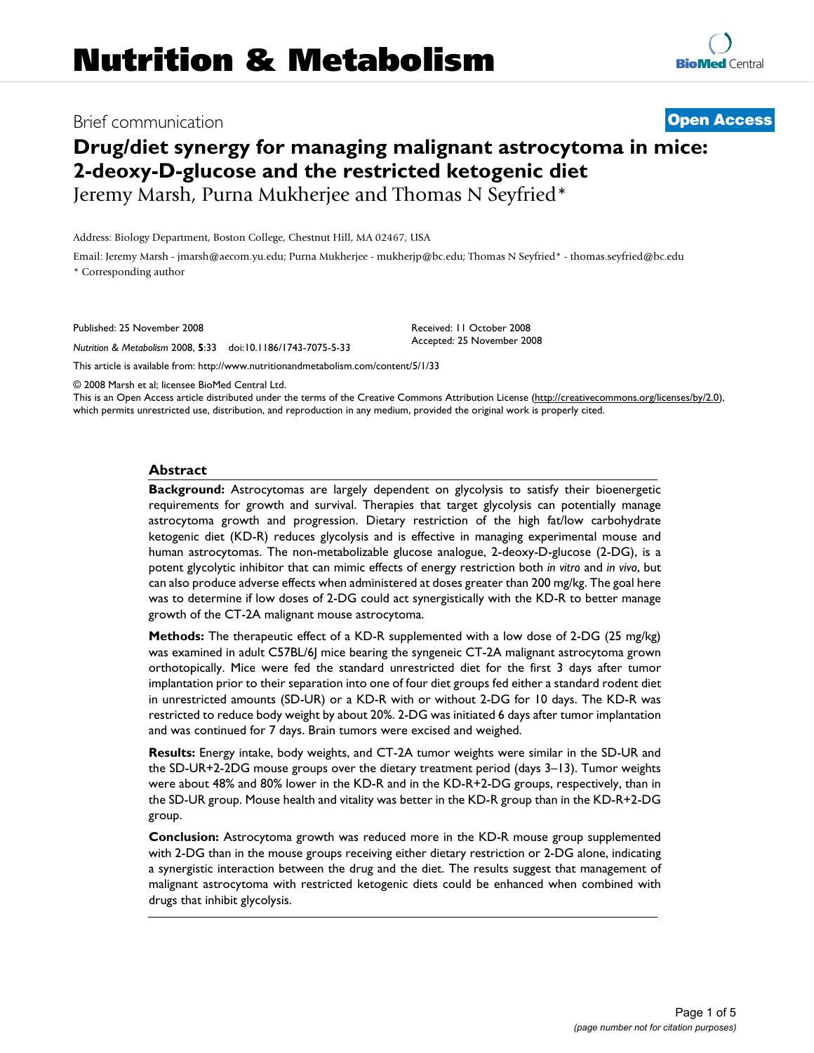# Nutrition & Metabolism

Brief communication

**Open Access**

# Drug/diet synergy for managing malignant astrocytoma in mice: 2-deoxy-D-glucose and the restricted ketogenic diet

Jeremy Marsh, Purna Mukherjee and Thomas N Seyfried*

Address: Biology Department, Boston College, Chestnut Hill, MA 02467, USA

Email: Jeremy Marsh - jmarsh@aecom.yu.edu; Purna Mukherjee - mukherjp@bc.edu; Thomas N Seyfried* - thomas.seyfried@bc.edu

* Corresponding author

Published: 25 November 2008

*Nutrition & Metabolism* 2008, **5**:33 doi:10.1186/1743-7075-5-33

Received: 11 October 2008
Accepted: 25 November 2008

This article is available from: http://www.nutritionandmetabolism.com/content/5/1/33

© 2008 Marsh et al; licensee BioMed Central Ltd.

This is an Open Access article distributed under the terms of the Creative Commons Attribution License (http://creativecommons.org/licenses/by/2.0), which permits unrestricted use, distribution, and reproduction in any medium, provided the original work is properly cited.

## Abstract

**Background:** Astrocytomas are largely dependent on glycolysis to satisfy their bioenergetic requirements for growth and survival. Therapies that target glycolysis can potentially manage astrocytoma growth and progression. Dietary restriction of the high fat/low carbohydrate ketogenic diet (KD-R) reduces glycolysis and is effective in managing experimental mouse and human astrocytomas. The non-metabolizable glucose analogue, 2-deoxy-D-glucose (2-DG), is a potent glycolytic inhibitor that can mimic effects of energy restriction both *in vitro* and *in vivo*, but can also produce adverse effects when administered at doses greater than 200 mg/kg. The goal here was to determine if low doses of 2-DG could act synergistically with the KD-R to better manage growth of the CT-2A malignant mouse astrocytoma.

**Methods:** The therapeutic effect of a KD-R supplemented with a low dose of 2-DG (25 mg/kg) was examined in adult C57BL/6J mice bearing the syngeneic CT-2A malignant astrocytoma grown orthotopically. Mice were fed the standard unrestricted diet for the first 3 days after tumor implantation prior to their separation into one of four diet groups fed either a standard rodent diet in unrestricted amounts (SD-UR) or a KD-R with or without 2-DG for 10 days. The KD-R was restricted to reduce body weight by about 20%. 2-DG was initiated 6 days after tumor implantation and was continued for 7 days. Brain tumors were excised and weighed.

**Results:** Energy intake, body weights, and CT-2A tumor weights were similar in the SD-UR and the SD-UR+2-2DG mouse groups over the dietary treatment period (days 3–13). Tumor weights were about 48% and 80% lower in the KD-R and in the KD-R+2-DG groups, respectively, than in the SD-UR group. Mouse health and vitality was better in the KD-R group than in the KD-R+2-DG group.

**Conclusion:** Astrocytoma growth was reduced more in the KD-R mouse group supplemented with 2-DG than in the mouse groups receiving either dietary restriction or 2-DG alone, indicating a synergistic interaction between the drug and the diet. The results suggest that management of malignant astrocytoma with restricted ketogenic diets could be enhanced when combined with drugs that inhibit glycolysis.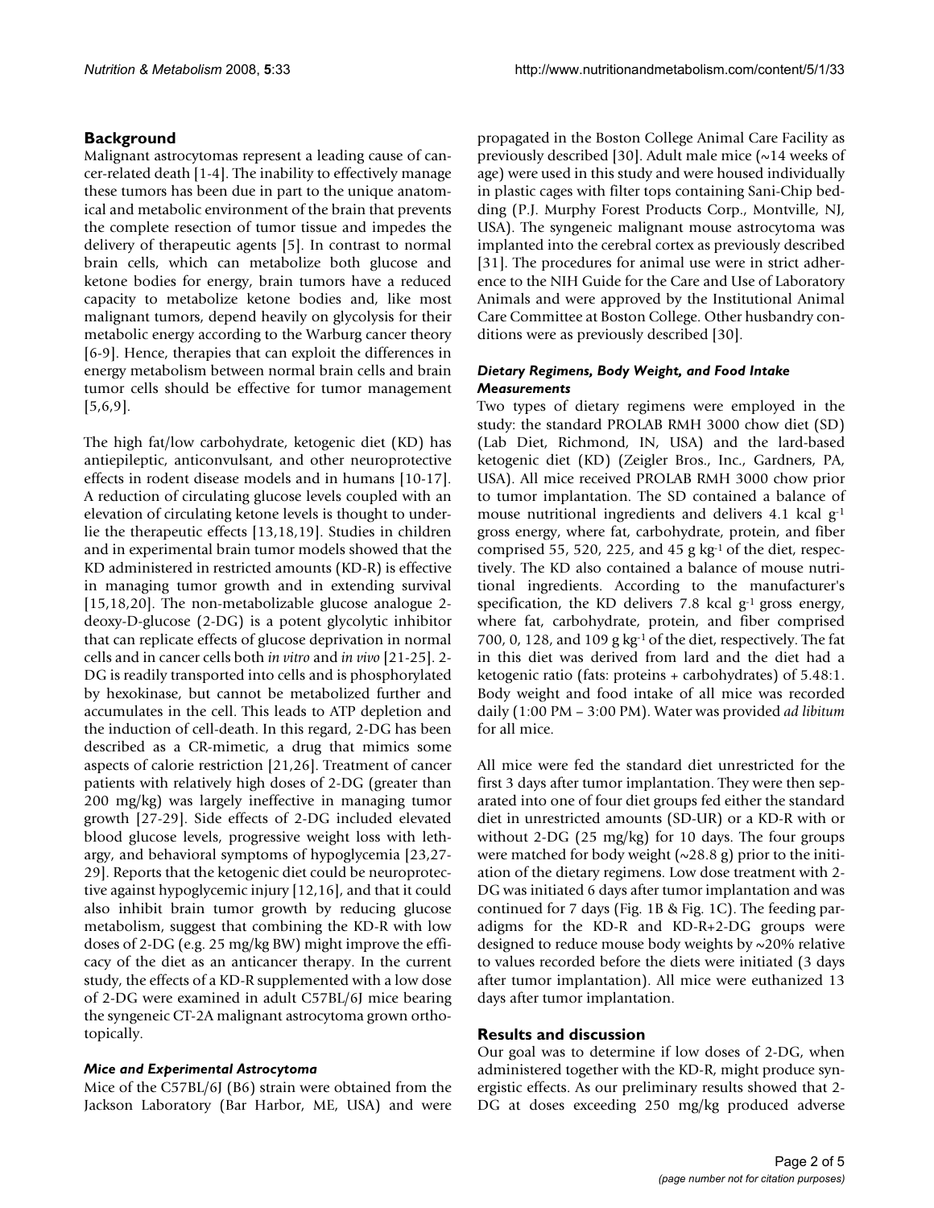## Background

Malignant astrocytomas represent a leading cause of cancer-related death [1-4]. The inability to effectively manage these tumors has been due in part to the unique anatomical and metabolic environment of the brain that prevents the complete resection of tumor tissue and impedes the delivery of therapeutic agents [5]. In contrast to normal brain cells, which can metabolize both glucose and ketone bodies for energy, brain tumors have a reduced capacity to metabolize ketone bodies and, like most malignant tumors, depend heavily on glycolysis for their metabolic energy according to the Warburg cancer theory [6-9]. Hence, therapies that can exploit the differences in energy metabolism between normal brain cells and brain tumor cells should be effective for tumor management [5,6,9].

The high fat/low carbohydrate, ketogenic diet (KD) has antiepileptic, anticonvulsant, and other neuroprotective effects in rodent disease models and in humans [10-17]. A reduction of circulating glucose levels coupled with an elevation of circulating ketone levels is thought to underlie the therapeutic effects [13,18,19]. Studies in children and in experimental brain tumor models showed that the KD administered in restricted amounts (KD-R) is effective in managing tumor growth and in extending survival [15,18,20]. The non-metabolizable glucose analogue 2-deoxy-D-glucose (2-DG) is a potent glycolytic inhibitor that can replicate effects of glucose deprivation in normal cells and in cancer cells both *in vitro* and *in vivo* [21-25]. 2-DG is readily transported into cells and is phosphorylated by hexokinase, but cannot be metabolized further and accumulates in the cell. This leads to ATP depletion and the induction of cell-death. In this regard, 2-DG has been described as a CR-mimetic, a drug that mimics some aspects of calorie restriction [21,26]. Treatment of cancer patients with relatively high doses of 2-DG (greater than 200 mg/kg) was largely ineffective in managing tumor growth [27-29]. Side effects of 2-DG included elevated blood glucose levels, progressive weight loss with lethargy, and behavioral symptoms of hypoglycemia [23,27-29]. Reports that the ketogenic diet could be neuroprotective against hypoglycemic injury [12,16], and that it could also inhibit brain tumor growth by reducing glucose metabolism, suggest that combining the KD-R with low doses of 2-DG (e.g. 25 mg/kg BW) might improve the efficacy of the diet as an anticancer therapy. In the current study, the effects of a KD-R supplemented with a low dose of 2-DG were examined in adult C57BL/6J mice bearing the syngeneic CT-2A malignant astrocytoma grown orthotopically.

### *Mice and Experimental Astrocytoma*

Mice of the C57BL/6J (B6) strain were obtained from the Jackson Laboratory (Bar Harbor, ME, USA) and were propagated in the Boston College Animal Care Facility as previously described [30]. Adult male mice (~14 weeks of age) were used in this study and were housed individually in plastic cages with filter tops containing Sani-Chip bedding (P.J. Murphy Forest Products Corp., Montville, NJ, USA). The syngeneic malignant mouse astrocytoma was implanted into the cerebral cortex as previously described [31]. The procedures for animal use were in strict adherence to the NIH Guide for the Care and Use of Laboratory Animals and were approved by the Institutional Animal Care Committee at Boston College. Other husbandry conditions were as previously described [30].

### *Dietary Regimens, Body Weight, and Food Intake Measurements*

Two types of dietary regimens were employed in the study: the standard PROLAB RMH 3000 chow diet (SD) (Lab Diet, Richmond, IN, USA) and the lard-based ketogenic diet (KD) (Zeigler Bros., Inc., Gardners, PA, USA). All mice received PROLAB RMH 3000 chow prior to tumor implantation. The SD contained a balance of mouse nutritional ingredients and delivers 4.1 kcal $g^{-1}$ gross energy, where fat, carbohydrate, protein, and fiber comprised 55, 520, 225, and 45 g $kg^{-1}$ of the diet, respectively. The KD also contained a balance of mouse nutritional ingredients. According to the manufacturer's specification, the KD delivers 7.8 kcal $g^{-1}$ gross energy, where fat, carbohydrate, protein, and fiber comprised 700, 0, 128, and 109 g $kg^{-1}$ of the diet, respectively. The fat in this diet was derived from lard and the diet had a ketogenic ratio (fats: proteins + carbohydrates) of 5.48:1. Body weight and food intake of all mice was recorded daily (1:00 PM – 3:00 PM). Water was provided *ad libitum* for all mice.

All mice were fed the standard diet unrestricted for the first 3 days after tumor implantation. They were then separated into one of four diet groups fed either the standard diet in unrestricted amounts (SD-UR) or a KD-R with or without 2-DG (25 mg/kg) for 10 days. The four groups were matched for body weight (~28.8 g) prior to the initiation of the dietary regimens. Low dose treatment with 2-DG was initiated 6 days after tumor implantation and was continued for 7 days (Fig. 1B & Fig. 1C). The feeding paradigms for the KD-R and KD-R+2-DG groups were designed to reduce mouse body weights by ~20% relative to values recorded before the diets were initiated (3 days after tumor implantation). All mice were euthanized 13 days after tumor implantation.

## Results and discussion

Our goal was to determine if low doses of 2-DG, when administered together with the KD-R, might produce synergistic effects. As our preliminary results showed that 2-DG at doses exceeding 250 mg/kg produced adverse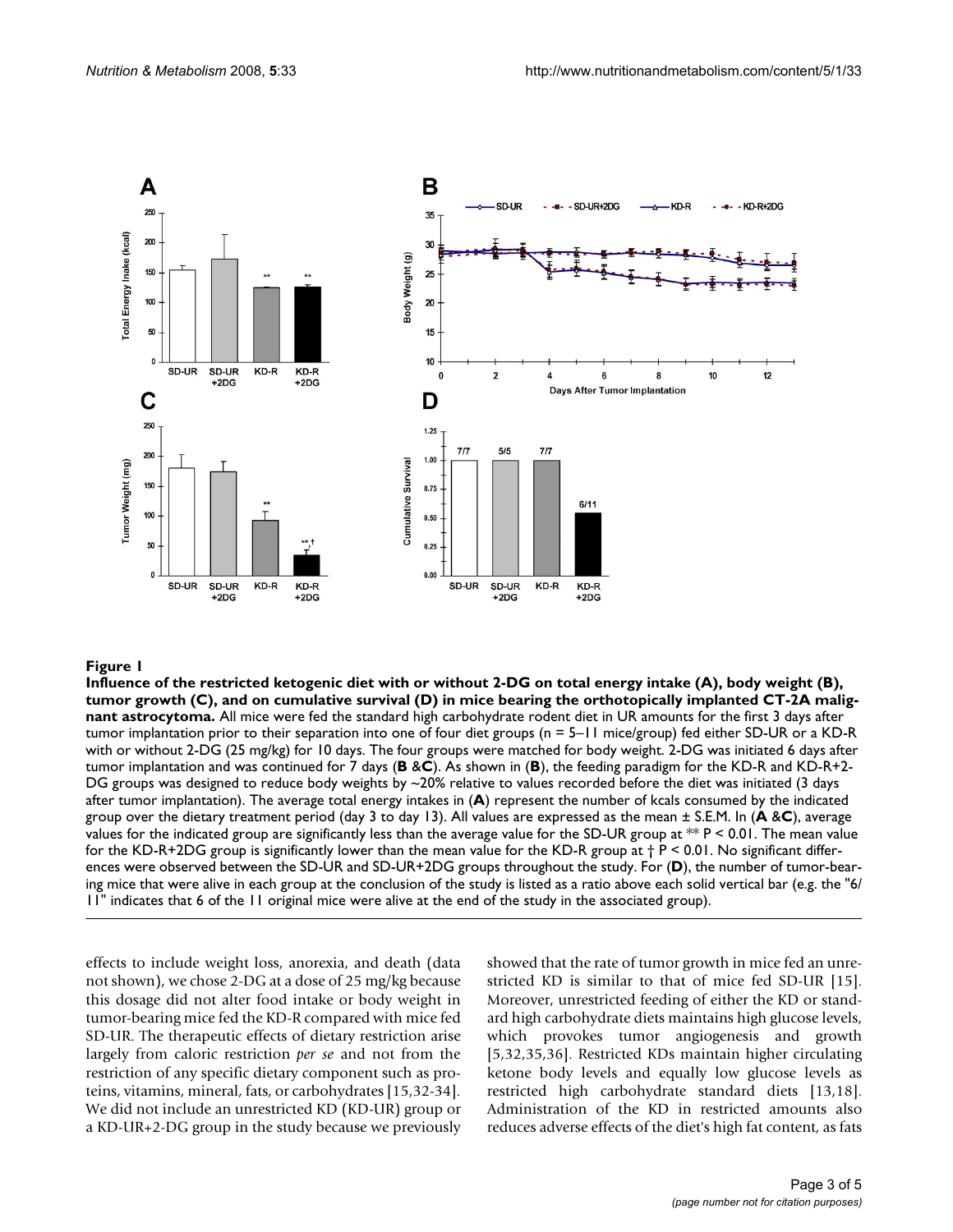**Figure 1**

**Influence of the restricted ketogenic diet with or without 2-DG on total energy intake (A), body weight (B), tumor growth (C), and on cumulative survival (D) in mice bearing the orthotopically implanted CT-2A malignant astrocytoma.** All mice were fed the standard high carbohydrate rodent diet in UR amounts for the first 3 days after tumor implantation prior to their separation into one of four diet groups (n = 5–11 mice/group) fed either SD-UR or a KD-R with or without 2-DG (25 mg/kg) for 10 days. The four groups were matched for body weight. 2-DG was initiated 6 days after tumor implantation and was continued for 7 days (**B** &**C**). As shown in (**B**), the feeding paradigm for the KD-R and KD-R+2-DG groups was designed to reduce body weights by ~20% relative to values recorded before the diet was initiated (3 days after tumor implantation). The average total energy intakes in (**A**) represent the number of kcals consumed by the indicated group over the dietary treatment period (day 3 to day 13). All values are expressed as the mean ± S.E.M. In (**A** &**C**), average values for the indicated group are significantly less than the average value for the SD-UR group at ** $P < 0.01$. The mean value for the KD-R+2DG group is significantly lower than the mean value for the KD-R group at † $P < 0.01$. No significant differences were observed between the SD-UR and SD-UR+2DG groups throughout the study. For (**D**), the number of tumor-bearing mice that were alive in each group at the conclusion of the study is listed as a ratio above each solid vertical bar (e.g. the "6/11" indicates that 6 of the 11 original mice were alive at the end of the study in the associated group).

effects to include weight loss, anorexia, and death (data not shown), we chose 2-DG at a dose of 25 mg/kg because this dosage did not alter food intake or body weight in tumor-bearing mice fed the KD-R compared with mice fed SD-UR. The therapeutic effects of dietary restriction arise largely from caloric restriction *per se* and not from the restriction of any specific dietary component such as proteins, vitamins, mineral, fats, or carbohydrates [15,32-34]. We did not include an unrestricted KD (KD-UR) group or a KD-UR+2-DG group in the study because we previously showed that the rate of tumor growth in mice fed an unrestricted KD is similar to that of mice fed SD-UR [15]. Moreover, unrestricted feeding of either the KD or standard high carbohydrate diets maintains high glucose levels, which provokes tumor angiogenesis and growth [5,32,35,36]. Restricted KDs maintain higher circulating ketone body levels and equally low glucose levels as restricted high carbohydrate standard diets [13,18]. Administration of the KD in restricted amounts also reduces adverse effects of the diet's high fat content, as fats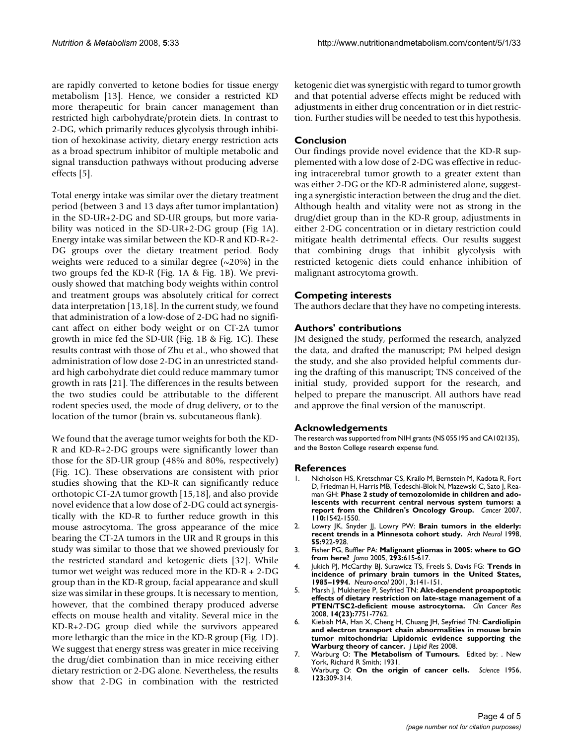are rapidly converted to ketone bodies for tissue energy metabolism [13]. Hence, we consider a restricted KD more therapeutic for brain cancer management than restricted high carbohydrate/protein diets. In contrast to 2-DG, which primarily reduces glycolysis through inhibition of hexokinase activity, dietary energy restriction acts as a broad spectrum inhibitor of multiple metabolic and signal transduction pathways without producing adverse effects [5].

Total energy intake was similar over the dietary treatment period (between 3 and 13 days after tumor implantation) in the SD-UR+2-DG and SD-UR groups, but more variability was noticed in the SD-UR+2-DG group (Fig 1A). Energy intake was similar between the KD-R and KD-R+2-DG groups over the dietary treatment period. Body weights were reduced to a similar degree (~20%) in the two groups fed the KD-R (Fig. 1A & Fig. 1B). We previously showed that matching body weights within control and treatment groups was absolutely critical for correct data interpretation [13,18]. In the current study, we found that administration of a low-dose of 2-DG had no significant affect on either body weight or on CT-2A tumor growth in mice fed the SD-UR (Fig. 1B & Fig. 1C). These results contrast with those of Zhu et al., who showed that administration of low dose 2-DG in an unrestricted standard high carbohydrate diet could reduce mammary tumor growth in rats [21]. The differences in the results between the two studies could be attributable to the different rodent species used, the mode of drug delivery, or to the location of the tumor (brain vs. subcutaneous flank).

We found that the average tumor weights for both the KD-R and KD-R+2-DG groups were significantly lower than those for the SD-UR group (48% and 80%, respectively) (Fig. 1C). These observations are consistent with prior studies showing that the KD-R can significantly reduce orthotopic CT-2A tumor growth [15,18], and also provide novel evidence that a low dose of 2-DG could act synergistically with the KD-R to further reduce growth in this mouse astrocytoma. The gross appearance of the mice bearing the CT-2A tumors in the UR and R groups in this study was similar to those that we showed previously for the restricted standard and ketogenic diets [32]. While tumor wet weight was reduced more in the KD-R + 2-DG group than in the KD-R group, facial appearance and skull size was similar in these groups. It is necessary to mention, however, that the combined therapy produced adverse effects on mouse health and vitality. Several mice in the KD-R+2-DG group died while the survivors appeared more lethargic than the mice in the KD-R group (Fig. 1D). We suggest that energy stress was greater in mice receiving the drug/diet combination than in mice receiving either dietary restriction or 2-DG alone. Nevertheless, the results show that 2-DG in combination with the restricted ketogenic diet was synergistic with regard to tumor growth and that potential adverse effects might be reduced with adjustments in either drug concentration or in diet restriction. Further studies will be needed to test this hypothesis.

## Conclusion

Our findings provide novel evidence that the KD-R supplemented with a low dose of 2-DG was effective in reducing intracerebral tumor growth to a greater extent than was either 2-DG or the KD-R administered alone, suggesting a synergistic interaction between the drug and the diet. Although health and vitality were not as strong in the drug/diet group than in the KD-R group, adjustments in either 2-DG concentration or in dietary restriction could mitigate health detrimental effects. Our results suggest that combining drugs that inhibit glycolysis with restricted ketogenic diets could enhance inhibition of malignant astrocytoma growth.

## Competing interests

The authors declare that they have no competing interests.

## Authors' contributions

JM designed the study, performed the research, analyzed the data, and drafted the manuscript; PM helped design the study, and she also provided helpful comments during the drafting of this manuscript; TNS conceived of the initial study, provided support for the research, and helped to prepare the manuscript. All authors have read and approve the final version of the manuscript.

## Acknowledgements

The research was supported from NIH grants (NS 055195 and CA102135), and the Boston College research expense fund.

## References

1. Nicholson HS, Kretschmar CS, Krailo M, Bernstein M, Kadota R, Fort D, Friedman H, Harris MB, Tedeschi-Blok N, Mazewski C, Sato J, Reaman GH: **Phase 2 study of temozolomide in children and adolescents with recurrent central nervous system tumors: a report from the Children's Oncology Group.** *Cancer* 2007, **110:**1542-1550.
2. Lowry JK, Snyder JJ, Lowry PW: **Brain tumors in the elderly: recent trends in a Minnesota cohort study.** *Arch Neurol* 1998, **55:**922-928.
3. Fisher PG, Buffler PA: **Malignant gliomas in 2005: where to GO from here?** *Jama* 2005, **293:**615-617.
4. Jukich PJ, McCarthy BJ, Surawicz TS, Freels S, Davis FG: **Trends in incidence of primary brain tumors in the United States, 1985–1994.** *Neuro-oncol* 2001, **3:**141-151.
5. Marsh J, Mukherjee P, Seyfried TN: **Akt-dependent proapoptotic effects of dietary restriction on late-stage management of a PTEN/TSC2-deficient mouse astrocytoma.** *Clin Cancer Res* 2008, **14(23):**7751-7762.
6. Kiebish MA, Han X, Cheng H, Chuang JH, Seyfried TN: **Cardiolipin and electron transport chain abnormalities in mouse brain tumor mitochondria: Lipidomic evidence supporting the Warburg theory of cancer.** *J Lipid Res* 2008.
7. Warburg O: **The Metabolism of Tumours.** Edited by: . New York, Richard R Smith; 1931.
8. Warburg O: **On the origin of cancer cells.** *Science* 1956, **123:**309-314.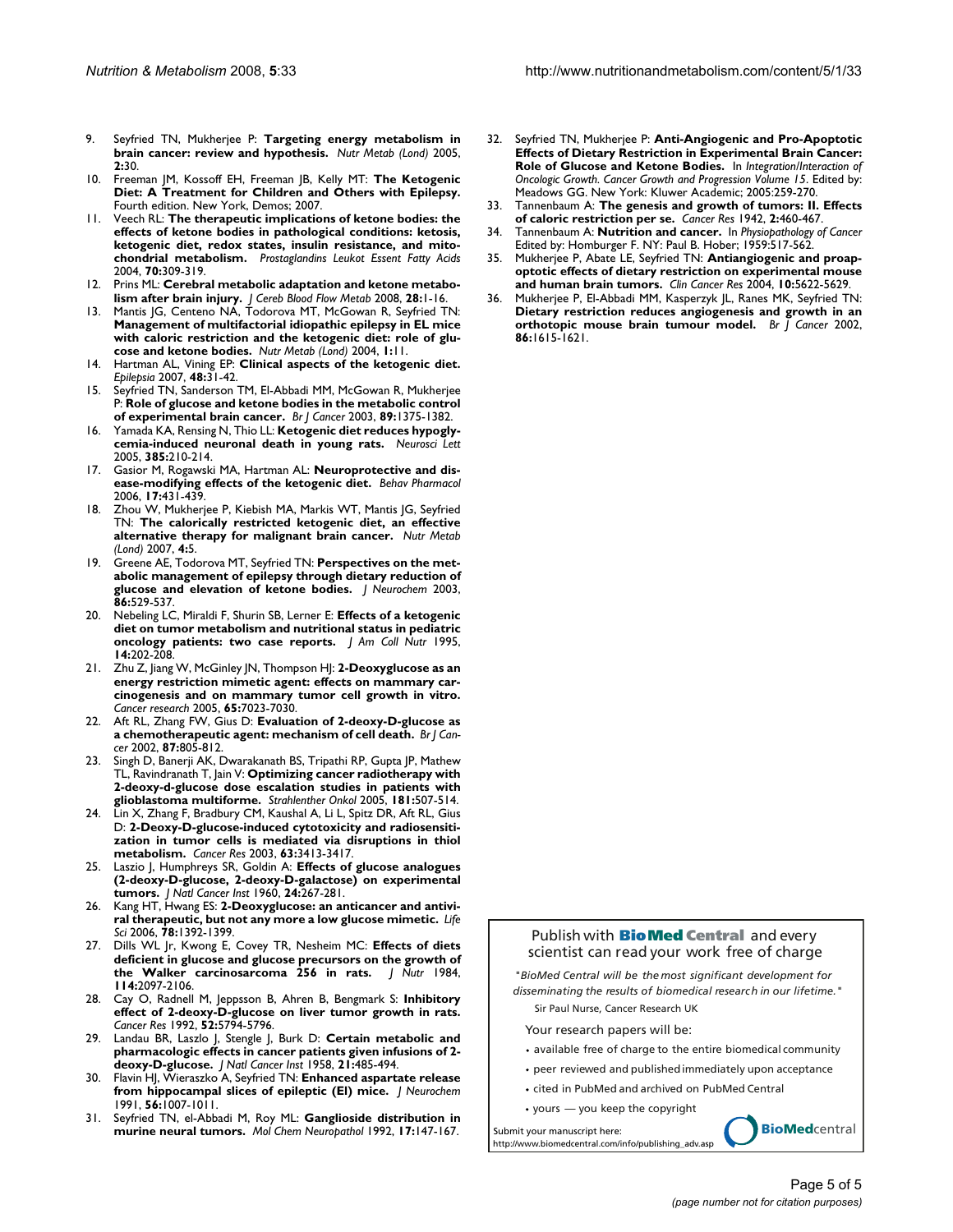9. Seyfried TN, Mukherjee P: **Targeting energy metabolism in brain cancer: review and hypothesis.** *Nutr Metab (Lond)* 2005, **2:**30.
10. Freeman JM, Kossoff EH, Freeman JB, Kelly MT: **The Ketogenic Diet: A Treatment for Children and Others with Epilepsy.** Fourth edition. New York, Demos; 2007.
11. Veech RL: **The therapeutic implications of ketone bodies: the effects of ketone bodies in pathological conditions: ketosis, ketogenic diet, redox states, insulin resistance, and mitochondrial metabolism.** *Prostaglandins Leukot Essent Fatty Acids* 2004, **70:**309-319.
12. Prins ML: **Cerebral metabolic adaptation and ketone metabolism after brain injury.** *J Cereb Blood Flow Metab* 2008, **28:**1-16.
13. Mantis JG, Centeno NA, Todorova MT, McGowan R, Seyfried TN: **Management of multifactorial idiopathic epilepsy in EL mice with caloric restriction and the ketogenic diet: role of glucose and ketone bodies.** *Nutr Metab (Lond)* 2004, **1:**11.
14. Hartman AL, Vining EP: **Clinical aspects of the ketogenic diet.** *Epilepsia* 2007, **48:**31-42.
15. Seyfried TN, Sanderson TM, El-Abbadi MM, McGowan R, Mukherjee P: **Role of glucose and ketone bodies in the metabolic control of experimental brain cancer.** *Br J Cancer* 2003, **89:**1375-1382.
16. Yamada KA, Rensing N, Thio LL: **Ketogenic diet reduces hypoglycemia-induced neuronal death in young rats.** *Neurosci Lett* 2005, **385:**210-214.
17. Gasior M, Rogawski MA, Hartman AL: **Neuroprotective and disease-modifying effects of the ketogenic diet.** *Behav Pharmacol* 2006, **17:**431-439.
18. Zhou W, Mukherjee P, Kiebish MA, Markis WT, Mantis JG, Seyfried TN: **The calorically restricted ketogenic diet, an effective alternative therapy for malignant brain cancer.** *Nutr Metab (Lond)* 2007, **4:**5.
19. Greene AE, Todorova MT, Seyfried TN: **Perspectives on the metabolic management of epilepsy through dietary reduction of glucose and elevation of ketone bodies.** *J Neurochem* 2003, **86:**529-537.
20. Nebeling LC, Miraldi F, Shurin SB, Lerner E: **Effects of a ketogenic diet on tumor metabolism and nutritional status in pediatric oncology patients: two case reports.** *J Am Coll Nutr* 1995, **14:**202-208.
21. Zhu Z, Jiang W, McGinley JN, Thompson HJ: **2-Deoxyglucose as an energy restriction mimetic agent: effects on mammary carcinogenesis and on mammary tumor cell growth in vitro.** *Cancer research* 2005, **65:**7023-7030.
22. Aft RL, Zhang FW, Gius D: **Evaluation of 2-deoxy-D-glucose as a chemotherapeutic agent: mechanism of cell death.** *Br J Cancer* 2002, **87:**805-812.
23. Singh D, Banerji AK, Dwarakanath BS, Tripathi RP, Gupta JP, Mathew TL, Ravindranath T, Jain V: **Optimizing cancer radiotherapy with 2-deoxy-d-glucose dose escalation studies in patients with glioblastoma multiforme.** *Strahlenther Onkol* 2005, **181:**507-514.
24. Lin X, Zhang F, Bradbury CM, Kaushal A, Li L, Spitz DR, Aft RL, Gius D: **2-Deoxy-D-glucose-induced cytotoxicity and radiosensitization in tumor cells is mediated via disruptions in thiol metabolism.** *Cancer Res* 2003, **63:**3413-3417.
25. Laszio J, Humphreys SR, Goldin A: **Effects of glucose analogues (2-deoxy-D-glucose, 2-deoxy-D-galactose) on experimental tumors.** *J Natl Cancer Inst* 1960, **24:**267-281.
26. Kang HT, Hwang ES: **2-Deoxyglucose: an anticancer and antiviral therapeutic, but not any more a low glucose mimetic.** *Life Sci* 2006, **78:**1392-1399.
27. Dills WL Jr, Kwong E, Covey TR, Nesheim MC: **Effects of diets deficient in glucose and glucose precursors on the growth of the Walker carcinosarcoma 256 in rats.** *J Nutr* 1984, **114:**2097-2106.
28. Cay O, Radnell M, Jeppsson B, Ahren B, Bengmark S: **Inhibitory effect of 2-deoxy-D-glucose on liver tumor growth in rats.** *Cancer Res* 1992, **52:**5794-5796.
29. Landau BR, Laszlo J, Stengle J, Burk D: **Certain metabolic and pharmacologic effects in cancer patients given infusions of 2-deoxy-D-glucose.** *J Natl Cancer Inst* 1958, **21:**485-494.
30. Flavin HJ, Wieraszko A, Seyfried TN: **Enhanced aspartate release from hippocampal slices of epileptic (El) mice.** *J Neurochem* 1991, **56:**1007-1011.
31. Seyfried TN, el-Abbadi M, Roy ML: **Ganglioside distribution in murine neural tumors.** *Mol Chem Neuropathol* 1992, **17:**147-167.
32. Seyfried TN, Mukherjee P: **Anti-Angiogenic and Pro-Apoptotic Effects of Dietary Restriction in Experimental Brain Cancer: Role of Glucose and Ketone Bodies.** In *Integration/Interaction of Oncologic Growth. Cancer Growth and Progression Volume 15*. Edited by: Meadows GG. New York: Kluwer Academic; 2005:259-270.
33. Tannenbaum A: **The genesis and growth of tumors: II. Effects of caloric restriction per se.** *Cancer Res* 1942, **2:**460-467.
34. Tannenbaum A: **Nutrition and cancer.** In *Physiopathology of Cancer* Edited by: Homburger F. NY: Paul B. Hober; 1959:517-562.
35. Mukherjee P, Abate LE, Seyfried TN: **Antiangiogenic and proapoptotic effects of dietary restriction on experimental mouse and human brain tumors.** *Clin Cancer Res* 2004, **10:**5622-5629.
36. Mukherjee P, El-Abbadi MM, Kasperzyk JL, Ranes MK, Seyfried TN: **Dietary restriction reduces angiogenesis and growth in an orthotopic mouse brain tumour model.** *Br J Cancer* 2002, **86:**1615-1621.

Publish with **BioMed Central** and every scientist can read your work free of charge

*"BioMed Central will be the most significant development for disseminating the results of biomedical research in our lifetime."*

Sir Paul Nurse, Cancer Research UK

Your research papers will be:

- available free of charge to the entire biomedical community
- peer reviewed and published immediately upon acceptance
- cited in PubMed and archived on PubMed Central
- yours — you keep the copyright

Submit your manuscript here:
http://www.biomedcentral.com/info/publishing_adv.asp

BioMedcentral